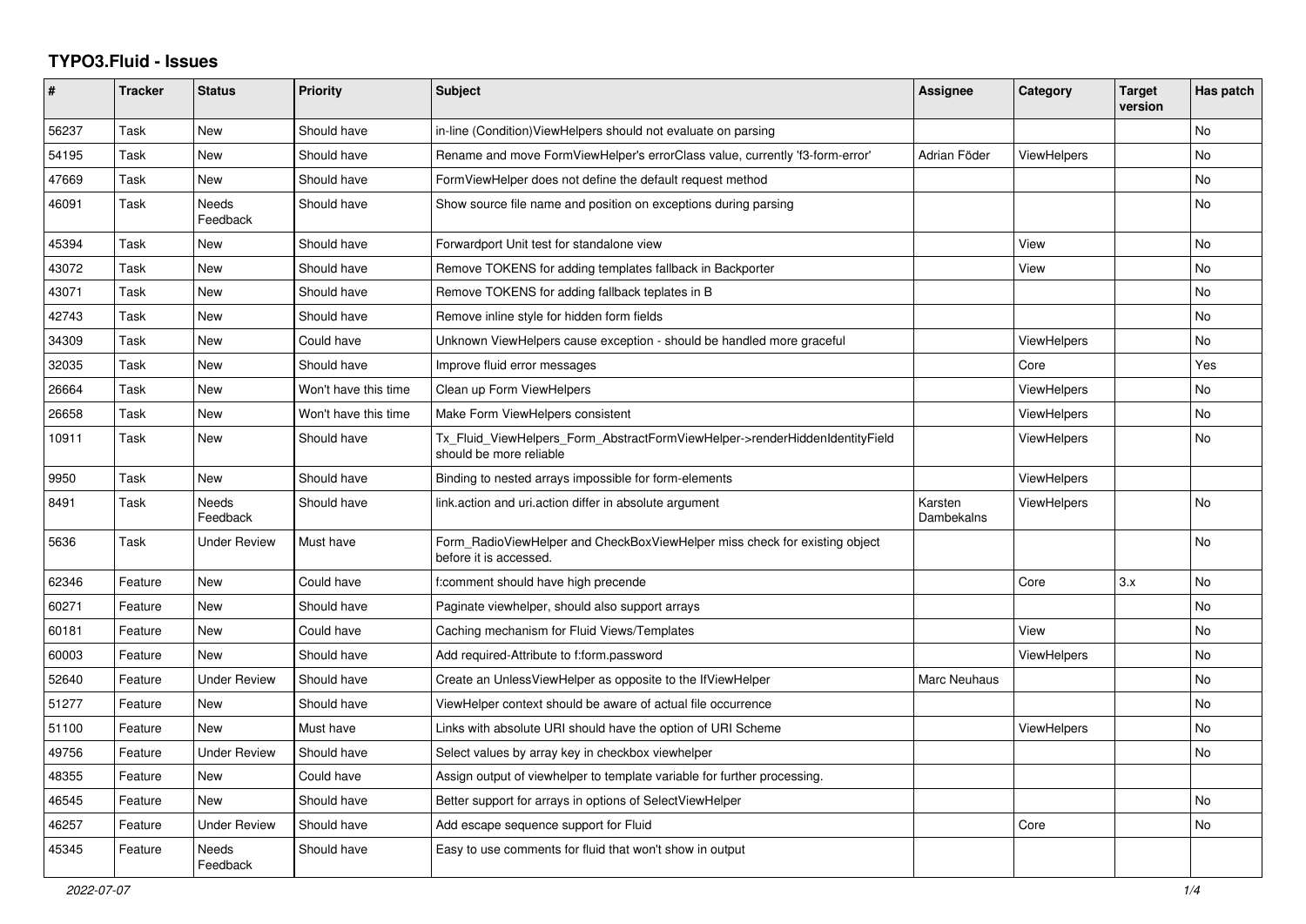# TYPO3.Fluid - Issues

| # | Tracker | Status | Priority | Subject | Assignee | Category | Target version | Has patch |
|---|---|---|---|---|---|---|---|---|
| 56237 | Task | New | Should have | in-line (Condition)ViewHelpers should not evaluate on parsing | | | | No |
| 54195 | Task | New | Should have | Rename and move FormViewHelper's errorClass value, currently 'f3-form-error' | Adrian Föder | ViewHelpers | | No |
| 47669 | Task | New | Should have | FormViewHelper does not define the default request method | | | | No |
| 46091 | Task | Needs Feedback | Should have | Show source file name and position on exceptions during parsing | | | | No |
| 45394 | Task | New | Should have | Forwardport Unit test for standalone view | | View | | No |
| 43072 | Task | New | Should have | Remove TOKENS for adding templates fallback in Backporter | | View | | No |
| 43071 | Task | New | Should have | Remove TOKENS for adding fallback teplates in B | | | | No |
| 42743 | Task | New | Should have | Remove inline style for hidden form fields | | | | No |
| 34309 | Task | New | Could have | Unknown ViewHelpers cause exception - should be handled more graceful | | ViewHelpers | | No |
| 32035 | Task | New | Should have | Improve fluid error messages | | Core | | Yes |
| 26664 | Task | New | Won't have this time | Clean up Form ViewHelpers | | ViewHelpers | | No |
| 26658 | Task | New | Won't have this time | Make Form ViewHelpers consistent | | ViewHelpers | | No |
| 10911 | Task | New | Should have | Tx_Fluid_ViewHelpers_Form_AbstractFormViewHelper->renderHiddenIdentityField should be more reliable | | ViewHelpers | | No |
| 9950 | Task | New | Should have | Binding to nested arrays impossible for form-elements | | ViewHelpers | | |
| 8491 | Task | Needs Feedback | Should have | link.action and uri.action differ in absolute argument | Karsten Dambekalns | ViewHelpers | | No |
| 5636 | Task | Under Review | Must have | Form_RadioViewHelper and CheckBoxViewHelper miss check for existing object before it is accessed. | | | | No |
| 62346 | Feature | New | Could have | f:comment should have high precende | | Core | 3.x | No |
| 60271 | Feature | New | Should have | Paginate viewhelper, should also support arrays | | | | No |
| 60181 | Feature | New | Could have | Caching mechanism for Fluid Views/Templates | | View | | No |
| 60003 | Feature | New | Should have | Add required-Attribute to f:form.password | | ViewHelpers | | No |
| 52640 | Feature | Under Review | Should have | Create an UnlessViewHelper as opposite to the IfViewHelper | Marc Neuhaus | | | No |
| 51277 | Feature | New | Should have | ViewHelper context should be aware of actual file occurrence | | | | No |
| 51100 | Feature | New | Must have | Links with absolute URI should have the option of URI Scheme | | ViewHelpers | | No |
| 49756 | Feature | Under Review | Should have | Select values by array key in checkbox viewhelper | | | | No |
| 48355 | Feature | New | Could have | Assign output of viewhelper to template variable for further processing. | | | | |
| 46545 | Feature | New | Should have | Better support for arrays in options of SelectViewHelper | | | | No |
| 46257 | Feature | Under Review | Should have | Add escape sequence support for Fluid | | Core | | No |
| 45345 | Feature | Needs Feedback | Should have | Easy to use comments for fluid that won't show in output | | | | |

2022-07-07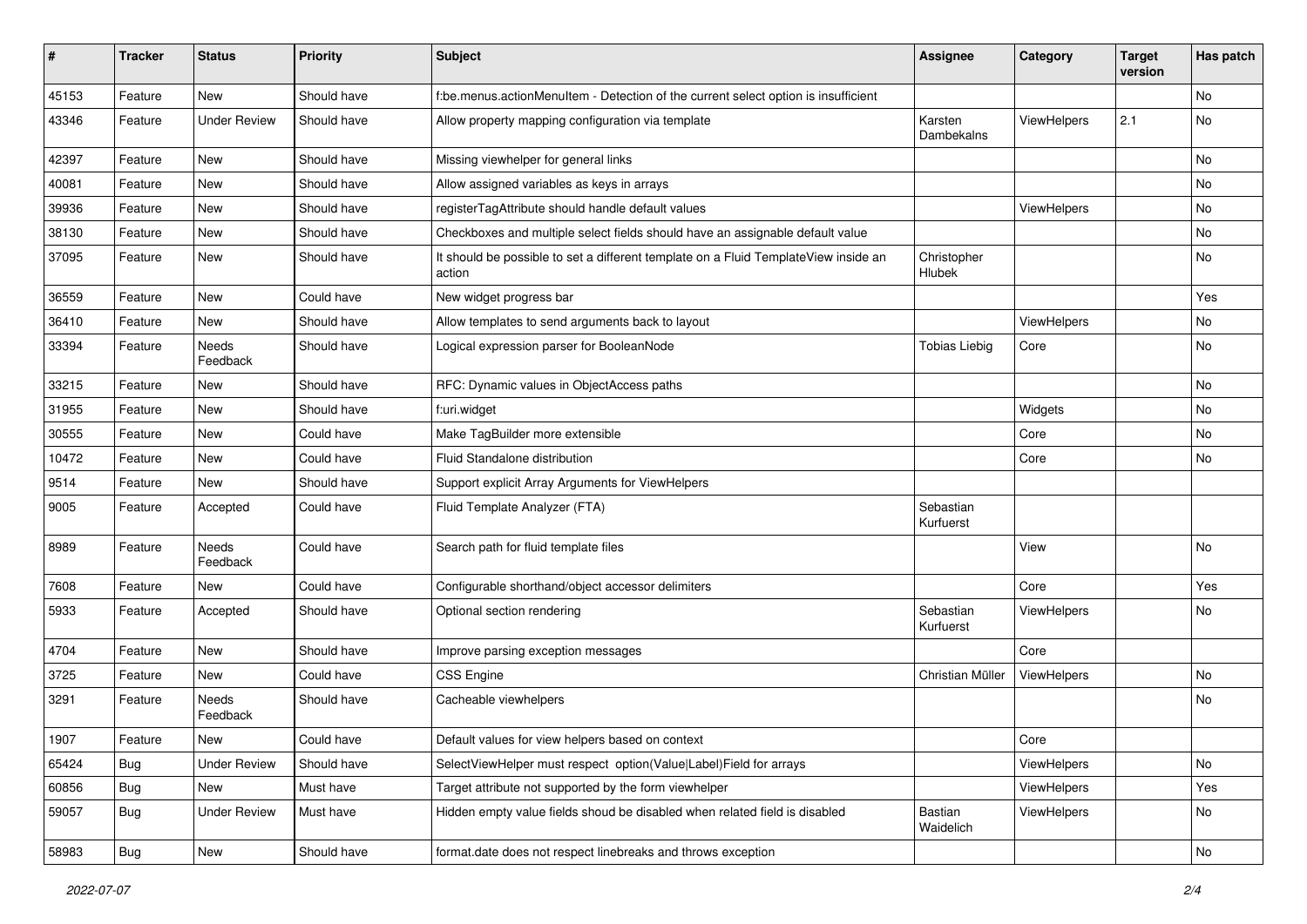| # | Tracker | Status | Priority | Subject | Assignee | Category | Target version | Has patch |
|---|---|---|---|---|---|---|---|---|
| 45153 | Feature | New | Should have | f:be.menus.actionMenuItem - Detection of the current select option is insufficient | | | | No |
| 43346 | Feature | Under Review | Should have | Allow property mapping configuration via template | Karsten Dambekalns | ViewHelpers | 2.1 | No |
| 42397 | Feature | New | Should have | Missing viewhelper for general links | | | | No |
| 40081 | Feature | New | Should have | Allow assigned variables as keys in arrays | | | | No |
| 39936 | Feature | New | Should have | registerTagAttribute should handle default values | | ViewHelpers | | No |
| 38130 | Feature | New | Should have | Checkboxes and multiple select fields should have an assignable default value | | | | No |
| 37095 | Feature | New | Should have | It should be possible to set a different template on a Fluid TemplateView inside an action | Christopher Hlubek | | | No |
| 36559 | Feature | New | Could have | New widget progress bar | | | | Yes |
| 36410 | Feature | New | Should have | Allow templates to send arguments back to layout | | ViewHelpers | | No |
| 33394 | Feature | Needs Feedback | Should have | Logical expression parser for BooleanNode | Tobias Liebig | Core | | No |
| 33215 | Feature | New | Should have | RFC: Dynamic values in ObjectAccess paths | | | | No |
| 31955 | Feature | New | Should have | f:uri.widget | | Widgets | | No |
| 30555 | Feature | New | Could have | Make TagBuilder more extensible | | Core | | No |
| 10472 | Feature | New | Could have | Fluid Standalone distribution | | Core | | No |
| 9514 | Feature | New | Should have | Support explicit Array Arguments for ViewHelpers | | | | |
| 9005 | Feature | Accepted | Could have | Fluid Template Analyzer (FTA) | Sebastian Kurfuerst | | | |
| 8989 | Feature | Needs Feedback | Could have | Search path for fluid template files | | View | | No |
| 7608 | Feature | New | Could have | Configurable shorthand/object accessor delimiters | | Core | | Yes |
| 5933 | Feature | Accepted | Should have | Optional section rendering | Sebastian Kurfuerst | ViewHelpers | | No |
| 4704 | Feature | New | Should have | Improve parsing exception messages | | Core | | |
| 3725 | Feature | New | Could have | CSS Engine | Christian Müller | ViewHelpers | | No |
| 3291 | Feature | Needs Feedback | Should have | Cacheable viewhelpers | | | | No |
| 1907 | Feature | New | Could have | Default values for view helpers based on context | | Core | | |
| 65424 | Bug | Under Review | Should have | SelectViewHelper must respect option(Value\|Label)Field for arrays | | ViewHelpers | | No |
| 60856 | Bug | New | Must have | Target attribute not supported by the form viewhelper | | ViewHelpers | | Yes |
| 59057 | Bug | Under Review | Must have | Hidden empty value fields shoud be disabled when related field is disabled | Bastian Waidelich | ViewHelpers | | No |
| 58983 | Bug | New | Should have | format.date does not respect linebreaks and throws exception | | | | No |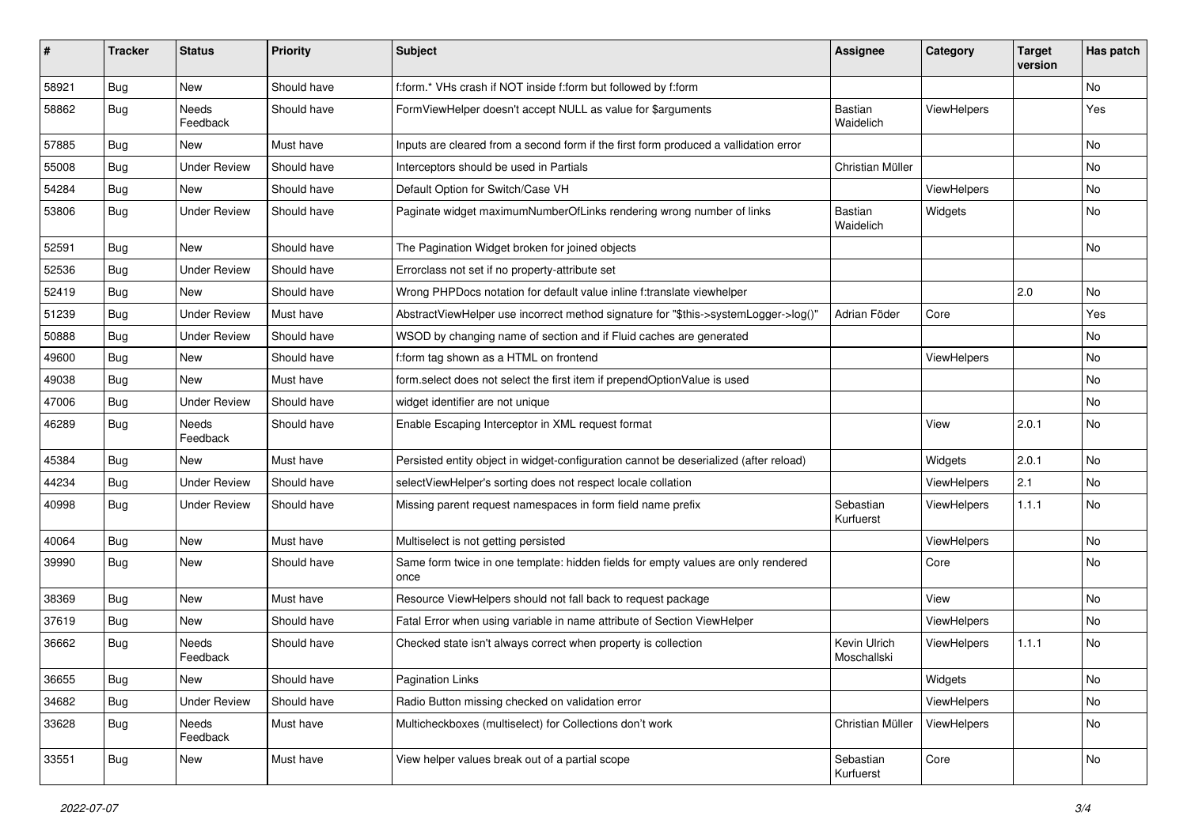| # | Tracker | Status | Priority | Subject | Assignee | Category | Target version | Has patch |
|---|---|---|---|---|---|---|---|---|
| 58921 | Bug | New | Should have | f:form.* VHs crash if NOT inside f:form but followed by f:form | | | | No |
| 58862 | Bug | Needs Feedback | Should have | FormViewHelper doesn't accept NULL as value for $arguments | Bastian Waidelich | ViewHelpers | | Yes |
| 57885 | Bug | New | Must have | Inputs are cleared from a second form if the first form produced a vallidation error | | | | No |
| 55008 | Bug | Under Review | Should have | Interceptors should be used in Partials | Christian Müller | | | No |
| 54284 | Bug | New | Should have | Default Option for Switch/Case VH | | ViewHelpers | | No |
| 53806 | Bug | Under Review | Should have | Paginate widget maximumNumberOfLinks rendering wrong number of links | Bastian Waidelich | Widgets | | No |
| 52591 | Bug | New | Should have | The Pagination Widget broken for joined objects | | | | No |
| 52536 | Bug | Under Review | Should have | Errorclass not set if no property-attribute set | | | | |
| 52419 | Bug | New | Should have | Wrong PHPDocs notation for default value inline f:translate viewhelper | | | 2.0 | No |
| 51239 | Bug | Under Review | Must have | AbstractViewHelper use incorrect method signature for "$this->systemLogger->log()" | Adrian Föder | Core | | Yes |
| 50888 | Bug | Under Review | Should have | WSOD by changing name of section and if Fluid caches are generated | | | | No |
| 49600 | Bug | New | Should have | f:form tag shown as a HTML on frontend | | ViewHelpers | | No |
| 49038 | Bug | New | Must have | form.select does not select the first item if prependOptionValue is used | | | | No |
| 47006 | Bug | Under Review | Should have | widget identifier are not unique | | | | No |
| 46289 | Bug | Needs Feedback | Should have | Enable Escaping Interceptor in XML request format | | View | 2.0.1 | No |
| 45384 | Bug | New | Must have | Persisted entity object in widget-configuration cannot be deserialized (after reload) | | Widgets | 2.0.1 | No |
| 44234 | Bug | Under Review | Should have | selectViewHelper's sorting does not respect locale collation | | ViewHelpers | 2.1 | No |
| 40998 | Bug | Under Review | Should have | Missing parent request namespaces in form field name prefix | Sebastian Kurfuerst | ViewHelpers | 1.1.1 | No |
| 40064 | Bug | New | Must have | Multiselect is not getting persisted | | ViewHelpers | | No |
| 39990 | Bug | New | Should have | Same form twice in one template: hidden fields for empty values are only rendered once | | Core | | No |
| 38369 | Bug | New | Must have | Resource ViewHelpers should not fall back to request package | | View | | No |
| 37619 | Bug | New | Should have | Fatal Error when using variable in name attribute of Section ViewHelper | | ViewHelpers | | No |
| 36662 | Bug | Needs Feedback | Should have | Checked state isn't always correct when property is collection | Kevin Ulrich Moschallski | ViewHelpers | 1.1.1 | No |
| 36655 | Bug | New | Should have | Pagination Links | | Widgets | | No |
| 34682 | Bug | Under Review | Should have | Radio Button missing checked on validation error | | ViewHelpers | | No |
| 33628 | Bug | Needs Feedback | Must have | Multicheckboxes (multiselect) for Collections don't work | Christian Müller | ViewHelpers | | No |
| 33551 | Bug | New | Must have | View helper values break out of a partial scope | Sebastian Kurfuerst | Core | | No |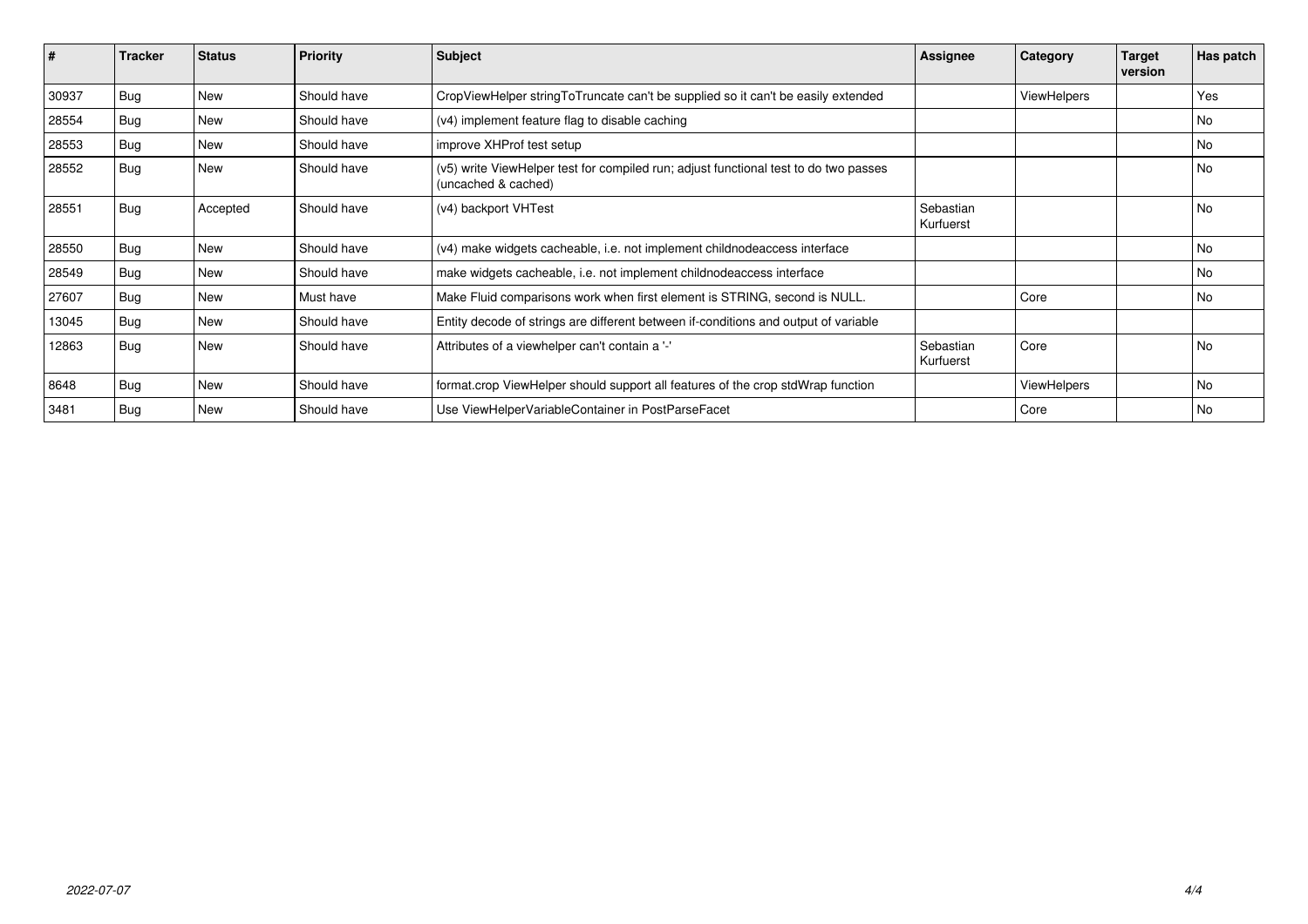| # | Tracker | Status | Priority | Subject | Assignee | Category | Target version | Has patch |
|---|---|---|---|---|---|---|---|---|
| 30937 | Bug | New | Should have | CropViewHelper stringToTruncate can't be supplied so it can't be easily extended | | ViewHelpers | | Yes |
| 28554 | Bug | New | Should have | (v4) implement feature flag to disable caching | | | | No |
| 28553 | Bug | New | Should have | improve XHProf test setup | | | | No |
| 28552 | Bug | New | Should have | (v5) write ViewHelper test for compiled run; adjust functional test to do two passes (uncached & cached) | | | | No |
| 28551 | Bug | Accepted | Should have | (v4) backport VHTest | Sebastian Kurfuerst | | | No |
| 28550 | Bug | New | Should have | (v4) make widgets cacheable, i.e. not implement childnodeaccess interface | | | | No |
| 28549 | Bug | New | Should have | make widgets cacheable, i.e. not implement childnodeaccess interface | | | | No |
| 27607 | Bug | New | Must have | Make Fluid comparisons work when first element is STRING, second is NULL. | | Core | | No |
| 13045 | Bug | New | Should have | Entity decode of strings are different between if-conditions and output of variable | | | | |
| 12863 | Bug | New | Should have | Attributes of a viewhelper can't contain a '-' | Sebastian Kurfuerst | Core | | No |
| 8648 | Bug | New | Should have | format.crop ViewHelper should support all features of the crop stdWrap function | | ViewHelpers | | No |
| 3481 | Bug | New | Should have | Use ViewHelperVariableContainer in PostParseFacet | | Core | | No |